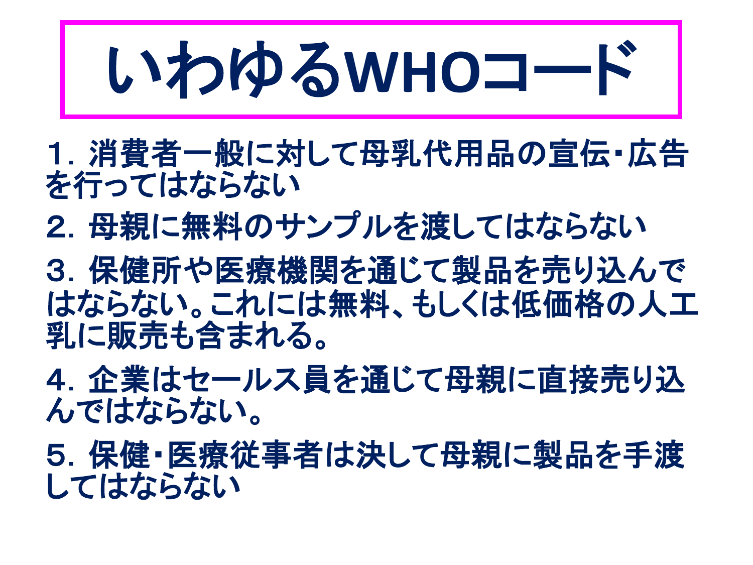# いわゆるWHOコード

1．消費者一般に対して母乳代用品の宣伝･広告を行ってはならない

2．母親に無料のサンプルを渡してはならない

3．保健所や医療機関を通じて製品を売り込んではならない。これには無料、もしくは低価格の人工乳に販売も含まれる。

4．企業はセールス員を通じて母親に直接売り込んではならない。

5．保健･医療従事者は決して母親に製品を手渡してはならない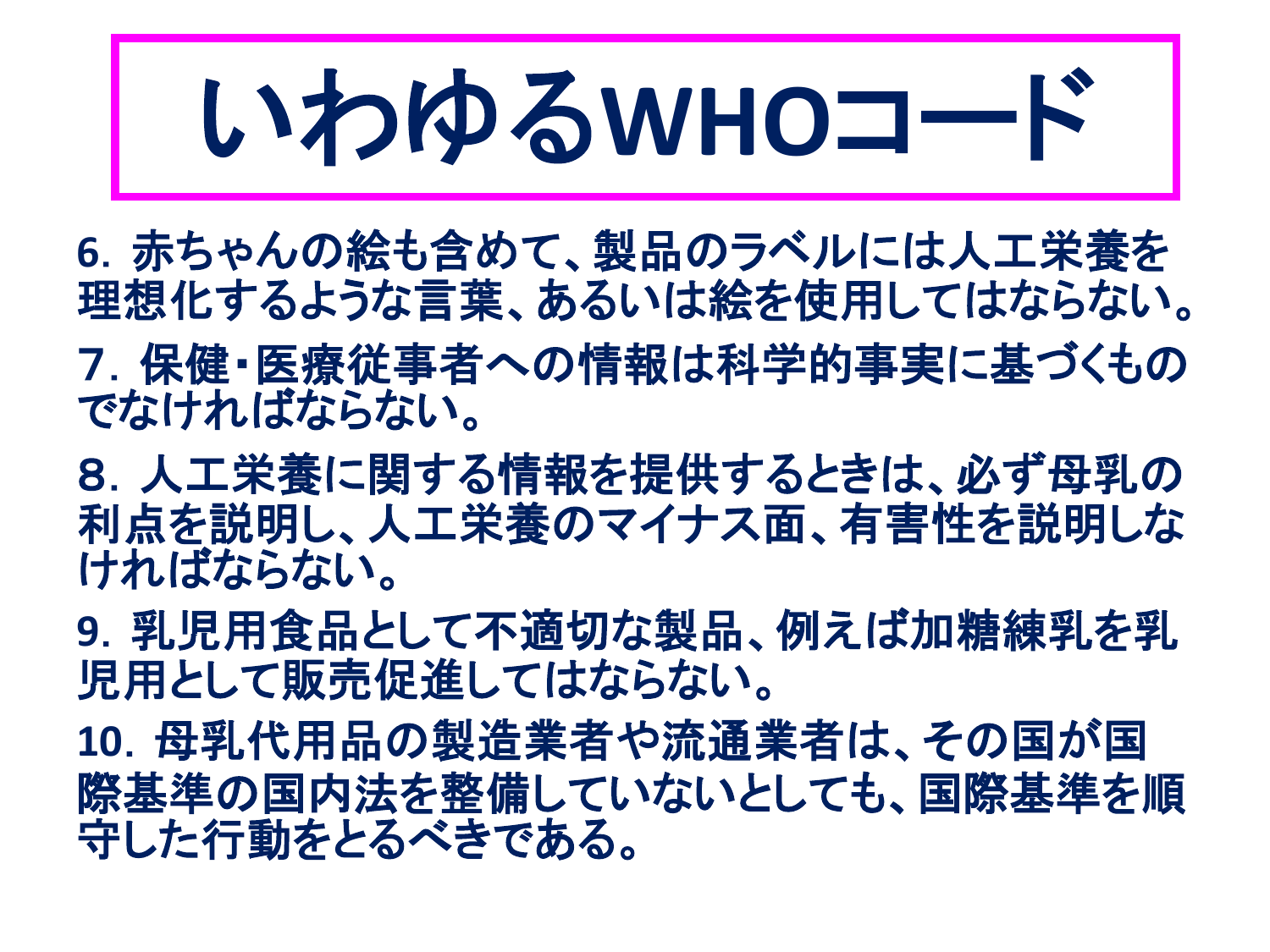# いわゆるWHOコード

6. 赤ちゃんの絵も含めて、製品のラベルには人工栄養を理想化するような言葉、あるいは絵を使用してはならない。

7. 保健・医療従事者への情報は科学的事実に基づくものでなければならない。

8. 人工栄養に関する情報を提供するときは、必ず母乳の利点を説明し、人工栄養のマイナス面、有害性を説明しなければならない。

9. 乳児用食品として不適切な製品、例えば加糖練乳を乳児用として販売促進してはならない。

10. 母乳代用品の製造業者や流通業者は、その国が国際基準の国内法を整備していないとしても、国際基準を順守した行動をとるべきである。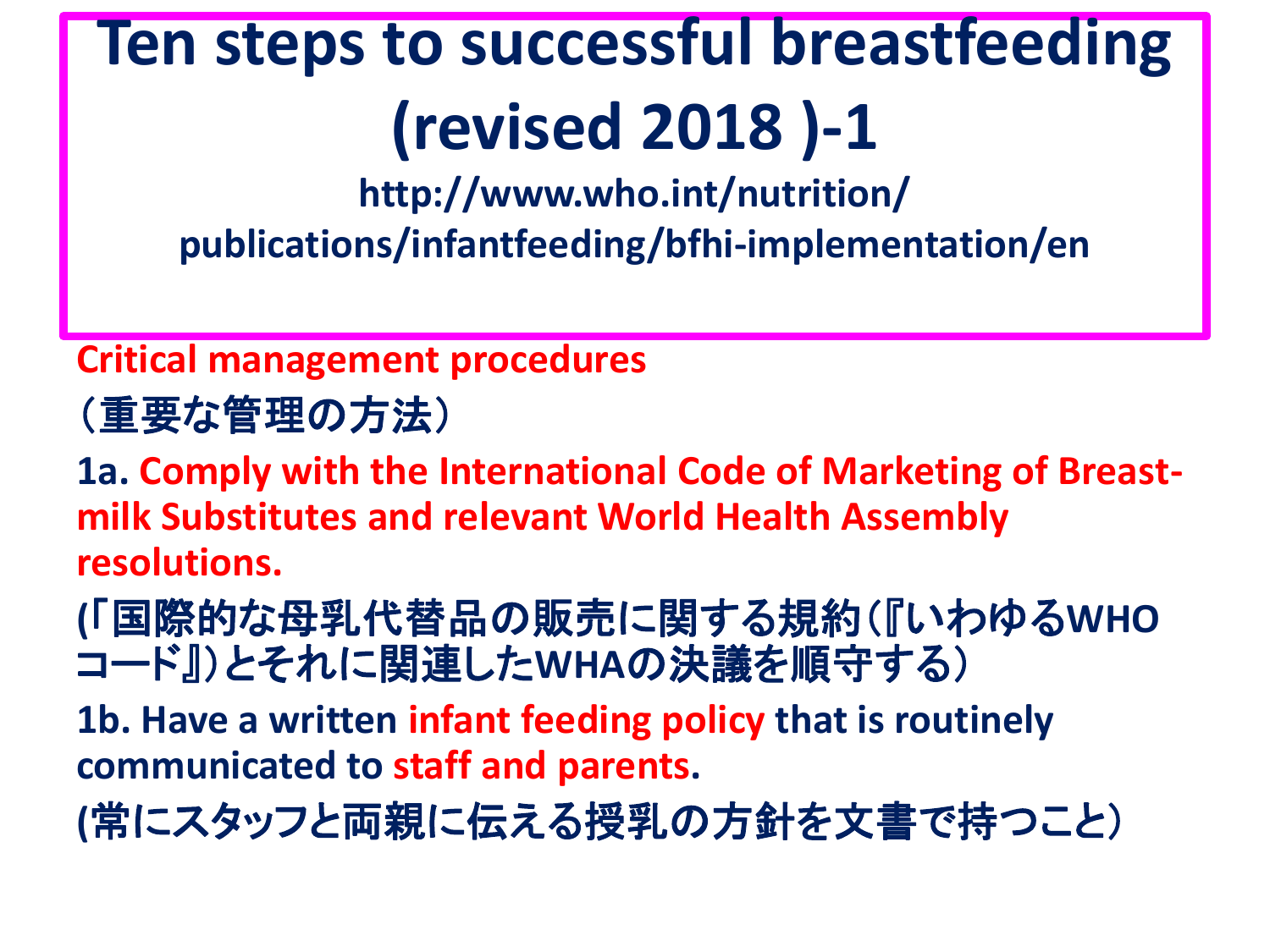# Ten steps to successful breastfeeding (revised 2018 )-1

**http://www.who.int/nutrition/publications/infantfeeding/bfhi-implementation/en**

**Critical management procedures**

**（重要な管理の方法）**

**1a. Comply with the International Code of Marketing of Breast-milk Substitutes and relevant World Health Assembly resolutions.**

**(「国際的な母乳代替品の販売に関する規約（『いわゆるWHOコード』）とそれに関連したWHAの決議を順守する）**

**1b. Have a written infant feeding policy that is routinely communicated to staff and parents.**

**(常にスタッフと両親に伝える授乳の方針を文書で持つこと）**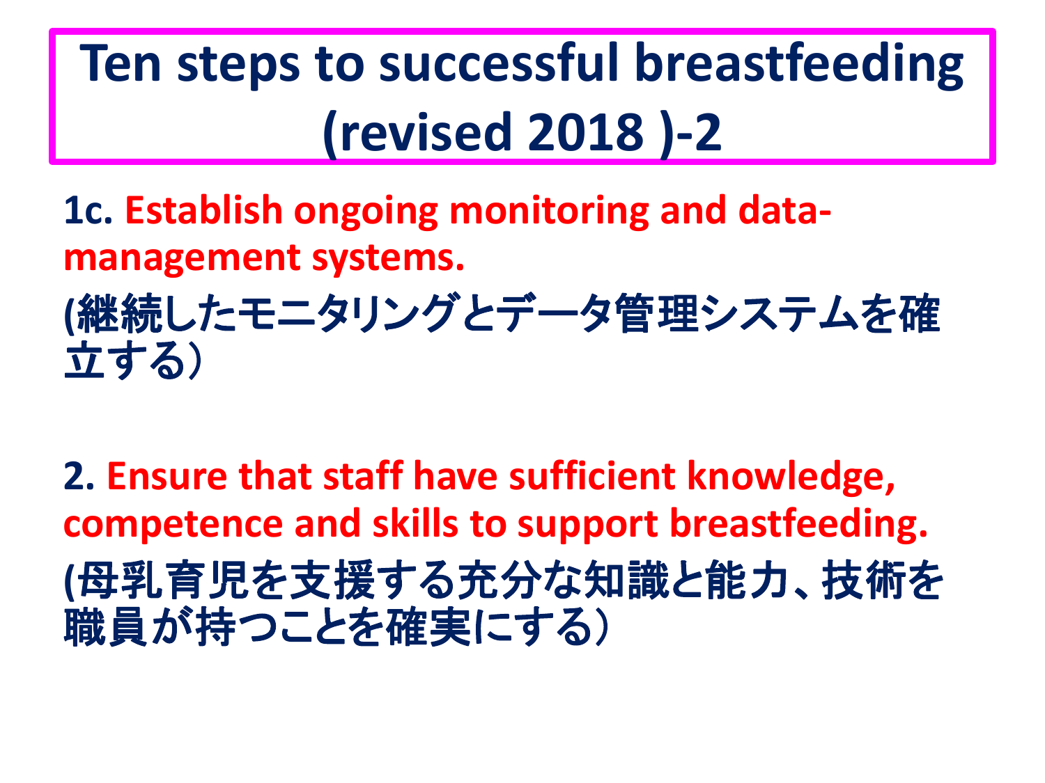# Ten steps to successful breastfeeding (revised 2018 )-2

**1c. Establish ongoing monitoring and data-management systems.**

**(継続したモニタリングとデータ管理システムを確立する）**

**2. Ensure that staff have sufficient knowledge, competence and skills to support breastfeeding.**

**(母乳育児を支援する充分な知識と能力、技術を職員が持つことを確実にする）**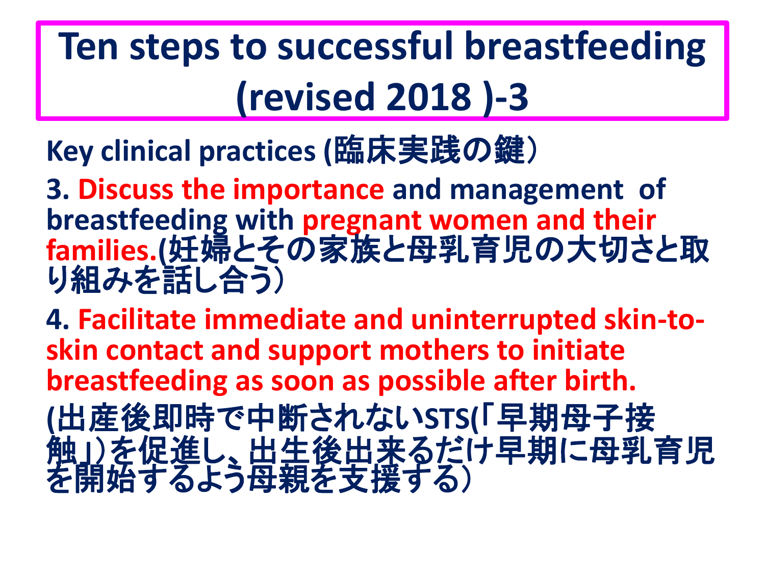# Ten steps to successful breastfeeding (revised 2018 )-3

**Key clinical practices (臨床実践の鍵）**

**3. Discuss the importance and management of breastfeeding with pregnant women and their families.(妊婦とその家族と母乳育児の大切さと取り組みを話し合う）**

**4. Facilitate immediate and uninterrupted skin-to-skin contact and support mothers to initiate breastfeeding as soon as possible after birth.**

**(出産後即時で中断されないSTS(「早期母子接触」)を促進し、出生後出来るだけ早期に母乳育児を開始するよう母親を支援する）**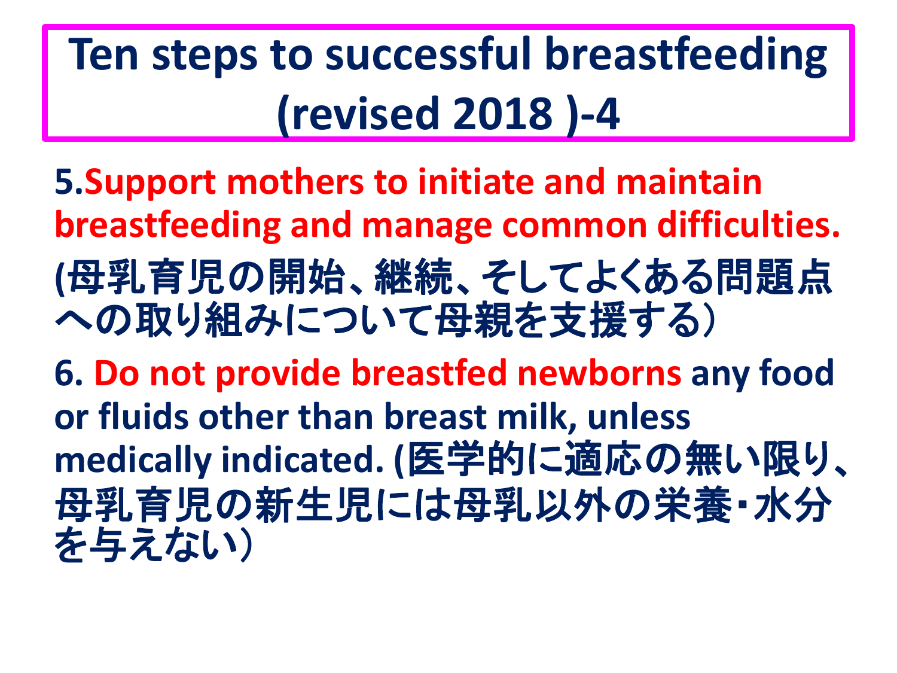# Ten steps to successful breastfeeding (revised 2018 )-4

5.**Support mothers to initiate and maintain breastfeeding and manage common difficulties.**

**(母乳育児の開始、継続、そしてよくある問題点への取り組みについて母親を支援する）**

6. **Do not provide breastfed newborns any food or fluids other than breast milk, unless medically indicated. (医学的に適応の無い限り、母乳育児の新生児には母乳以外の栄養・水分を与えない）**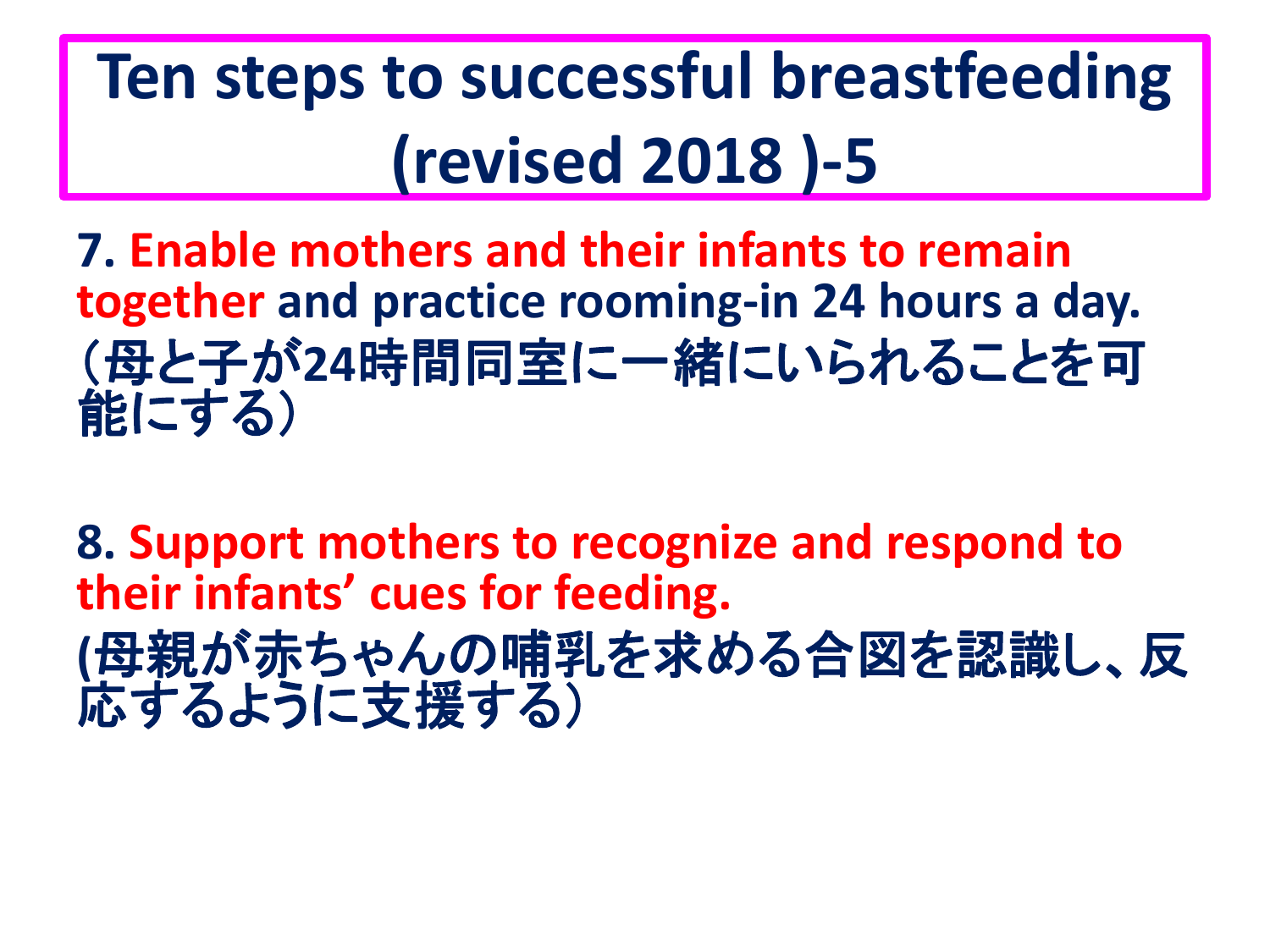# Ten steps to successful breastfeeding (revised 2018 )-5

**7. Enable mothers and their infants to remain together and practice rooming-in 24 hours a day.**
**（母と子が24時間同室に一緒にいられることを可能にする）**

**8. Support mothers to recognize and respond to their infants’ cues for feeding.**
**(母親が赤ちゃんの哺乳を求める合図を認識し、反応するように支援する）**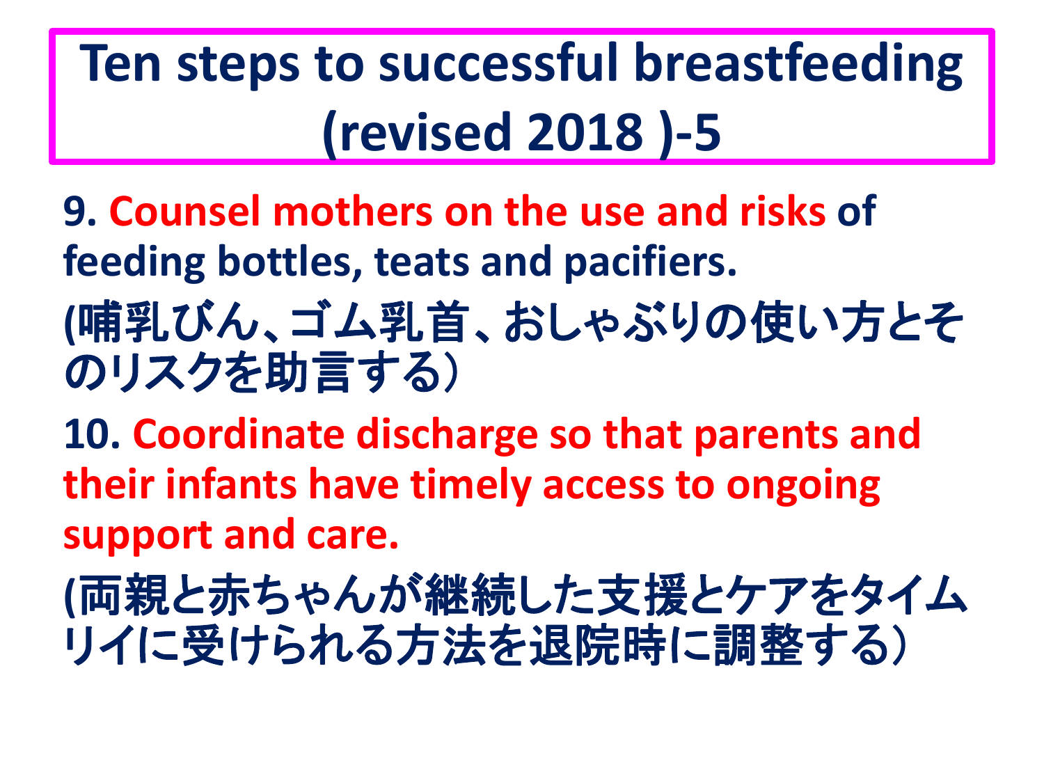# Ten steps to successful breastfeeding (revised 2018 )-5

**9. Counsel mothers on the use and risks of feeding bottles, teats and pacifiers.**

**(哺乳びん、ゴム乳首、おしゃぶりの使い方とそのリスクを助言する）**

**10. Coordinate discharge so that parents and their infants have timely access to ongoing support and care.**

**(両親と赤ちゃんが継続した支援とケアをタイムリイに受けられる方法を退院時に調整する）**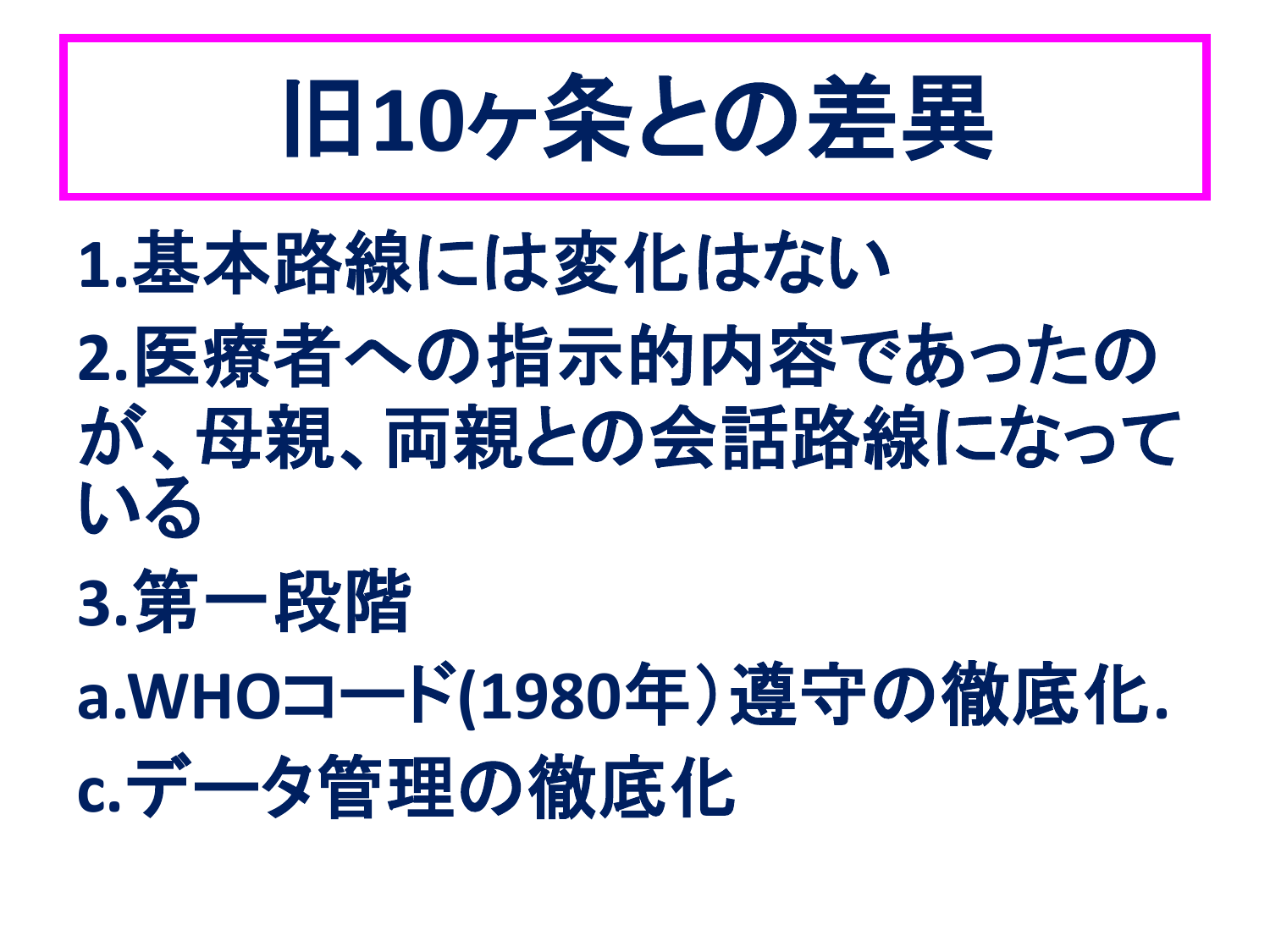# 旧10ヶ条との差異

1.基本路線には変化はない

2.医療者への指示的内容であったのが、母親、両親との会話路線になっている

3.第一段階

a.WHOコード(1980年）遵守の徹底化.

c.データ管理の徹底化